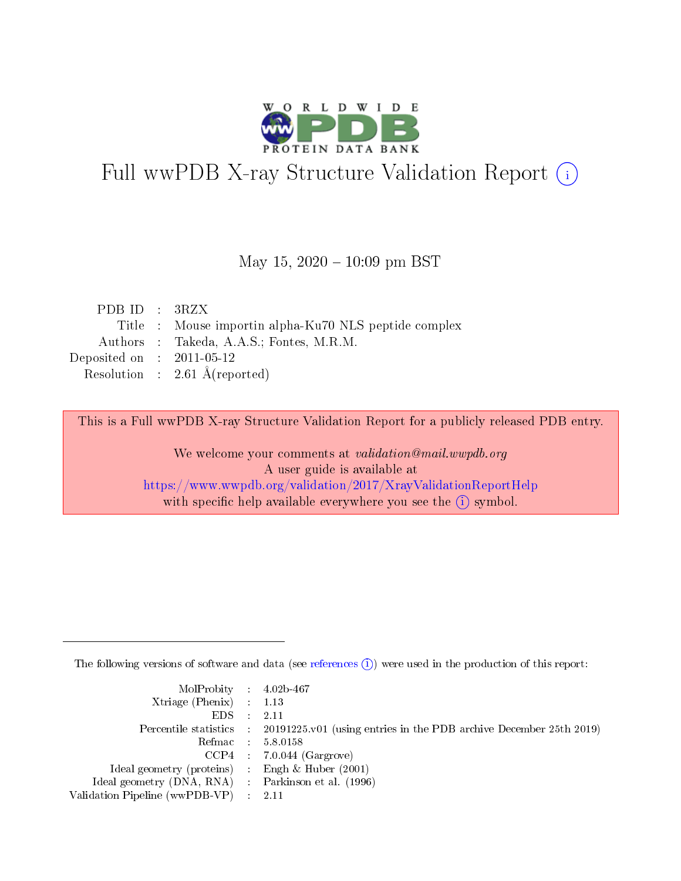# Full wwPDB X-ray Structure Validation Report (i)

May 15, 2020 – 10:09 pm BST

| | | |
|---|---|---|
| PDB ID | : | 3RZX |
| Title | : | Mouse importin alpha-Ku70 NLS peptide complex |
| Authors | : | Takeda, A.A.S.; Fontes, M.R.M. |
| Deposited on | : | 2011-05-12 |
| Resolution | : | 2.61 Å(reported) |

This is a Full wwPDB X-ray Structure Validation Report for a publicly released PDB entry.

We welcome your comments at *validation@mail.wwpdb.org*
A user guide is available at
https://www.wwpdb.org/validation/2017/XrayValidationReportHelp
with specific help available everywhere you see the (i) symbol.

The following versions of software and data (see references (i)) were used in the production of this report:

| | | |
|---|---|---|
| MolProbity | : | 4.02b-467 |
| Xtriage (Phenix) | : | 1.13 |
| EDS | : | 2.11 |
| Percentile statistics | : | 20191225.v01 (using entries in the PDB archive December 25th 2019) |
| Refmac | : | 5.8.0158 |
| CCP4 | : | 7.0.044 (Gargrove) |
| Ideal geometry (proteins) | : | Engh & Huber (2001) |
| Ideal geometry (DNA, RNA) | : | Parkinson et al. (1996) |
| Validation Pipeline (wwPDB-VP) | : | 2.11 |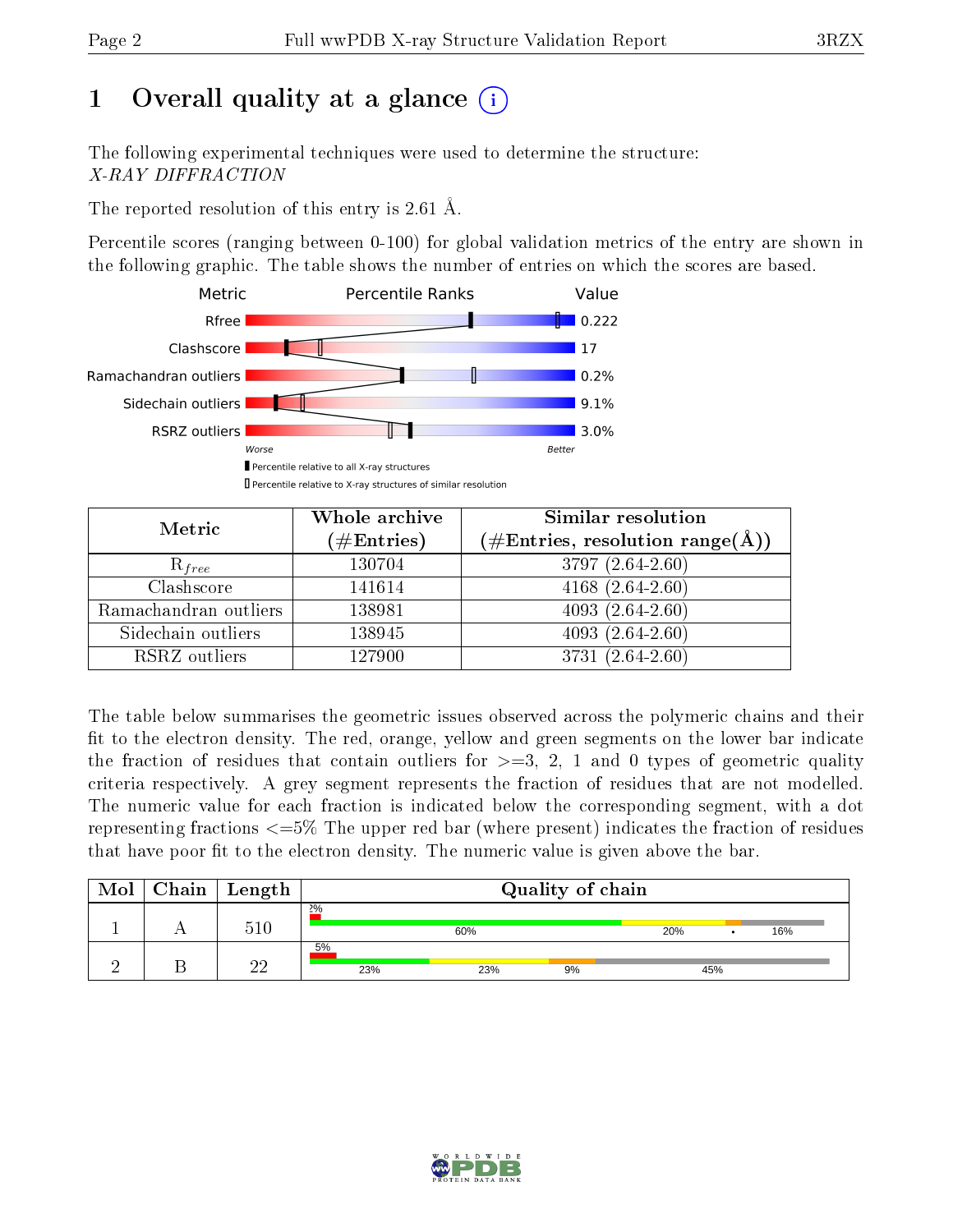# 1 Overall quality at a glance

The following experimental techniques were used to determine the structure:
*X-RAY DIFFRACTION*

The reported resolution of this entry is 2.61 Å.

Percentile scores (ranging between 0-100) for global validation metrics of the entry are shown in the following graphic. The table shows the number of entries on which the scores are based.

| Metric | Value |
|---|---|
| Rfree | 0.222 |
| Clashscore | 17 |
| Ramachandran outliers | 0.2% |
| Sidechain outliers | 9.1% |
| RSRZ outliers | 3.0% |

| Metric | Whole archive (#Entries) | Similar resolution (#Entries, resolution range(Å)) |
|---|---|---|
| $R_{free}$ | 130704 | 3797 (2.64-2.60) |
| Clashscore | 141614 | 4168 (2.64-2.60) |
| Ramachandran outliers | 138981 | 4093 (2.64-2.60) |
| Sidechain outliers | 138945 | 4093 (2.64-2.60) |
| RSRZ outliers | 127900 | 3731 (2.64-2.60) |

The table below summarises the geometric issues observed across the polymeric chains and their fit to the electron density. The red, orange, yellow and green segments on the lower bar indicate the fraction of residues that contain outliers for >=3, 2, 1 and 0 types of geometric quality criteria respectively. A grey segment represents the fraction of residues that are not modelled. The numeric value for each fraction is indicated below the corresponding segment, with a dot representing fractions <=5% The upper red bar (where present) indicates the fraction of residues that have poor fit to the electron density. The numeric value is given above the bar.

| Mol | Chain | Length | Quality of chain |
|---|---|---|---|
| 1 | A | 510 | 2%; 60%, 20%, •, 16% |
| 2 | B | 22 | 5%; 23%, 23%, 9%, 45% |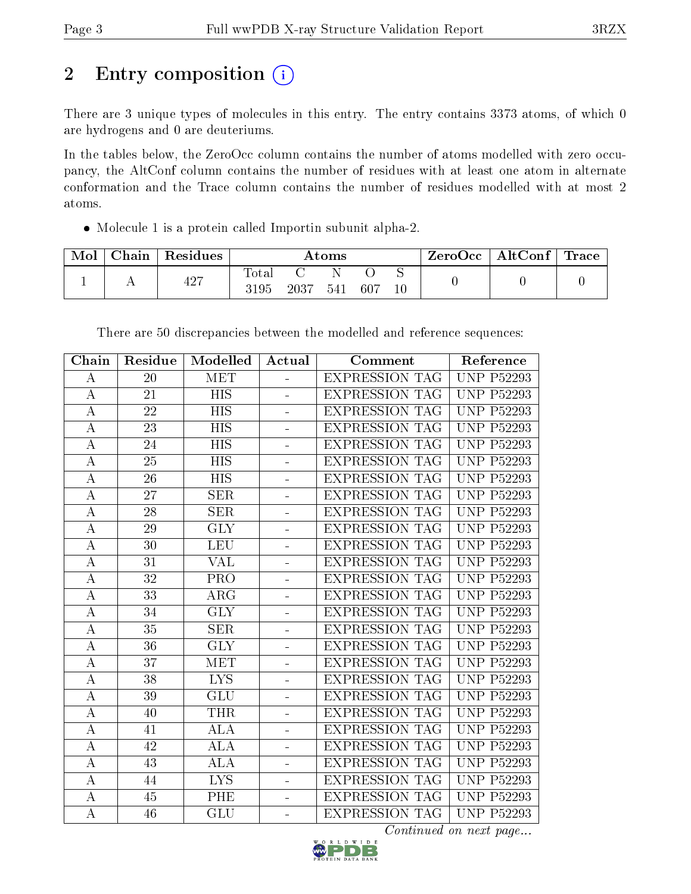# 2 Entry composition

There are 3 unique types of molecules in this entry. The entry contains 3373 atoms, of which 0 are hydrogens and 0 are deuteriums.

In the tables below, the ZeroOcc column contains the number of atoms modelled with zero occupancy, the AltConf column contains the number of residues with at least one atom in alternate conformation and the Trace column contains the number of residues modelled with at most 2 atoms.

- Molecule 1 is a protein called Importin subunit alpha-2.

| Mol | Chain | Residues | Atoms | | | | | ZeroOcc | AltConf | Trace |
|---|---|---|---|---|---|---|---|---|---|---|
| 1 | A | 427 | Total<br>3195 | C<br>2037 | N<br>541 | O<br>607 | S<br>10 | 0 | 0 | 0 |

There are 50 discrepancies between the modelled and reference sequences:

| Chain | Residue | Modelled | Actual | Comment | Reference |
|---|---|---|---|---|---|
| A | 20 | MET | - | EXPRESSION TAG | UNP P52293 |
| A | 21 | HIS | - | EXPRESSION TAG | UNP P52293 |
| A | 22 | HIS | - | EXPRESSION TAG | UNP P52293 |
| A | 23 | HIS | - | EXPRESSION TAG | UNP P52293 |
| A | 24 | HIS | - | EXPRESSION TAG | UNP P52293 |
| A | 25 | HIS | - | EXPRESSION TAG | UNP P52293 |
| A | 26 | HIS | - | EXPRESSION TAG | UNP P52293 |
| A | 27 | SER | - | EXPRESSION TAG | UNP P52293 |
| A | 28 | SER | - | EXPRESSION TAG | UNP P52293 |
| A | 29 | GLY | - | EXPRESSION TAG | UNP P52293 |
| A | 30 | LEU | - | EXPRESSION TAG | UNP P52293 |
| A | 31 | VAL | - | EXPRESSION TAG | UNP P52293 |
| A | 32 | PRO | - | EXPRESSION TAG | UNP P52293 |
| A | 33 | ARG | - | EXPRESSION TAG | UNP P52293 |
| A | 34 | GLY | - | EXPRESSION TAG | UNP P52293 |
| A | 35 | SER | - | EXPRESSION TAG | UNP P52293 |
| A | 36 | GLY | - | EXPRESSION TAG | UNP P52293 |
| A | 37 | MET | - | EXPRESSION TAG | UNP P52293 |
| A | 38 | LYS | - | EXPRESSION TAG | UNP P52293 |
| A | 39 | GLU | - | EXPRESSION TAG | UNP P52293 |
| A | 40 | THR | - | EXPRESSION TAG | UNP P52293 |
| A | 41 | ALA | - | EXPRESSION TAG | UNP P52293 |
| A | 42 | ALA | - | EXPRESSION TAG | UNP P52293 |
| A | 43 | ALA | - | EXPRESSION TAG | UNP P52293 |
| A | 44 | LYS | - | EXPRESSION TAG | UNP P52293 |
| A | 45 | PHE | - | EXPRESSION TAG | UNP P52293 |
| A | 46 | GLU | - | EXPRESSION TAG | UNP P52293 |

*Continued on next page...*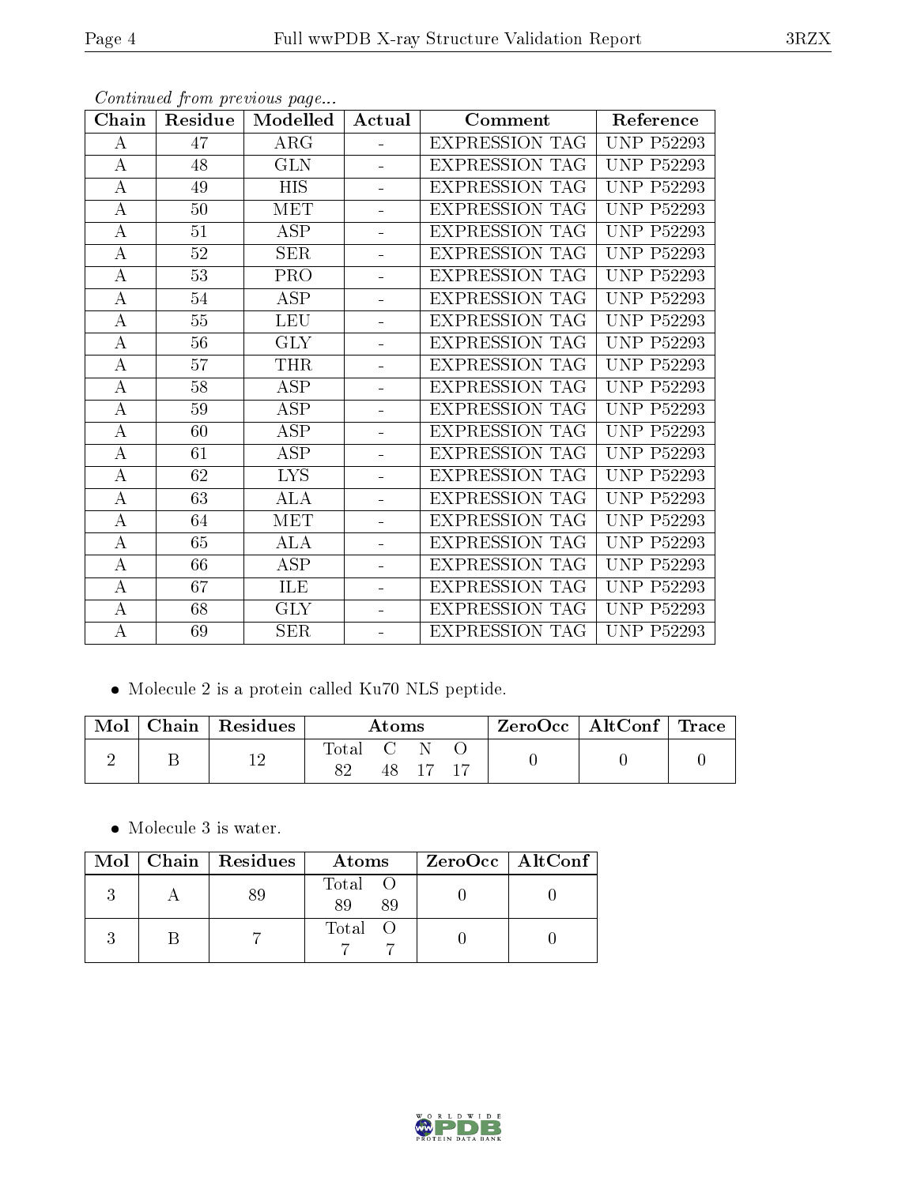*Continued from previous page...*

| Chain | Residue | Modelled | Actual | Comment | Reference |
|---|---|---|---|---|---|
| A | 47 | ARG | - | EXPRESSION TAG | UNP P52293 |
| A | 48 | GLN | - | EXPRESSION TAG | UNP P52293 |
| A | 49 | HIS | - | EXPRESSION TAG | UNP P52293 |
| A | 50 | MET | - | EXPRESSION TAG | UNP P52293 |
| A | 51 | ASP | - | EXPRESSION TAG | UNP P52293 |
| A | 52 | SER | - | EXPRESSION TAG | UNP P52293 |
| A | 53 | PRO | - | EXPRESSION TAG | UNP P52293 |
| A | 54 | ASP | - | EXPRESSION TAG | UNP P52293 |
| A | 55 | LEU | - | EXPRESSION TAG | UNP P52293 |
| A | 56 | GLY | - | EXPRESSION TAG | UNP P52293 |
| A | 57 | THR | - | EXPRESSION TAG | UNP P52293 |
| A | 58 | ASP | - | EXPRESSION TAG | UNP P52293 |
| A | 59 | ASP | - | EXPRESSION TAG | UNP P52293 |
| A | 60 | ASP | - | EXPRESSION TAG | UNP P52293 |
| A | 61 | ASP | - | EXPRESSION TAG | UNP P52293 |
| A | 62 | LYS | - | EXPRESSION TAG | UNP P52293 |
| A | 63 | ALA | - | EXPRESSION TAG | UNP P52293 |
| A | 64 | MET | - | EXPRESSION TAG | UNP P52293 |
| A | 65 | ALA | - | EXPRESSION TAG | UNP P52293 |
| A | 66 | ASP | - | EXPRESSION TAG | UNP P52293 |
| A | 67 | ILE | - | EXPRESSION TAG | UNP P52293 |
| A | 68 | GLY | - | EXPRESSION TAG | UNP P52293 |
| A | 69 | SER | - | EXPRESSION TAG | UNP P52293 |

- Molecule 2 is a protein called Ku70 NLS peptide.

| Mol | Chain | Residues | Atoms | ZeroOcc | AltConf | Trace |
|---|---|---|---|---|---|---|
| 2 | B | 12 | Total C N O<br>82 48 17 17 | 0 | 0 | 0 |

- Molecule 3 is water.

| Mol | Chain | Residues | Atoms | ZeroOcc | AltConf |
|---|---|---|---|---|---|
| 3 | A | 89 | Total O<br>89 89 | 0 | 0 |
| 3 | B | 7 | Total O<br>7 7 | 0 | 0 |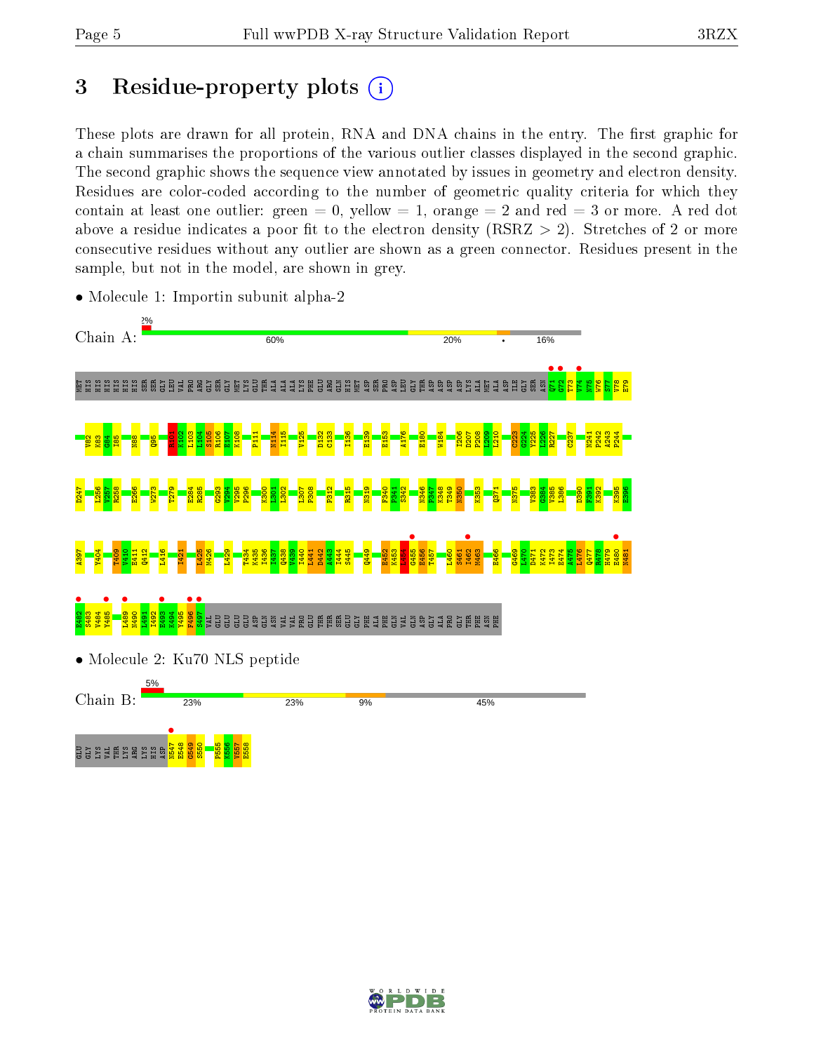# 3 Residue-property plots

These plots are drawn for all protein, RNA and DNA chains in the entry. The first graphic for a chain summarises the proportions of the various outlier classes displayed in the second graphic. The second graphic shows the sequence view annotated by issues in geometry and electron density. Residues are color-coded according to the number of geometric quality criteria for which they contain at least one outlier: green = 0, yellow = 1, orange = 2 and red = 3 or more. A red dot above a residue indicates a poor fit to the electron density (RSRZ > 2). Stretches of 2 or more consecutive residues without any outlier are shown as a green connector. Residues present in the sample, but not in the model, are shown in grey.

- Molecule 1: Importin subunit alpha-2

Chain A: 2% | 60% | 20% | • | 16%

MET HIS HIS HIS HIS HIS HIS SER SER GLY LEU VAL PRO ARG GLY SER GLY MET LYS GLU THR ALA ALA LYS PHE GLU ARG GLN HIS MET ASP SER PRO ASP LEU GLY THR ASP ASP ASP ASP LYS ALA MET ALA ASP ILE GLY SER ASN Q71 G72 T73 V74 W75 W76 S77 V78 E79 V82 K83 G84 I85 N88 Q95 K101 K102 L103 L104 S105 R106 E107 K108 P111 N114 I115 V125 D132 C133 I136 E139 E153 A176 E180 W184 I206 D207 P208 L209 L210 C223 G224 V225 L226 R227 C237 N241 P242 A243 P244 D247 L256 V257 R258 E266 W273 T279 E284 R285 G293 V294 V295 P296 K300 L301 L302 L307 P308 P312 R315 N319 F340 P341 S342 N346 P347 K348 T349 N350 K353 Q371 N375 V383 G384 V385 L386 D390 F391 K392 K395 E396 A397 Y404 T409 V410 E411 Q412 L416 I421 L425 M426 L429 T434 K435 I436 I437 Q438 V439 I440 L441 D442 A443 I444 S445 Q449 E452 K453 L454 G455 E456 T457 L460 S461 I462 M463 E466 G469 L470 D471 K472 I473 E474 A475 L476 Q477 N478 H479 E480 N481 E482 S483 V484 Y485 L489 N490 I491 I492 E493 K494 Y495 F496 S497 VAL GLU GLU GLU GLU ASP GLN ASN VAL VAL PRO GLU THR SER GLU GLY PHE ALA PHE GLN VAL GLN ASP GLY ALA PRO GLY THR PHE ASN PHE

- Molecule 2: Ku70 NLS peptide

Chain B: 5% | 23% | 23% | 9% | 45%

GLU GLY LYS VAL THR LYS ARG LYS HIS ASP N547 E548 G549 S550 P555 K556 V557 E558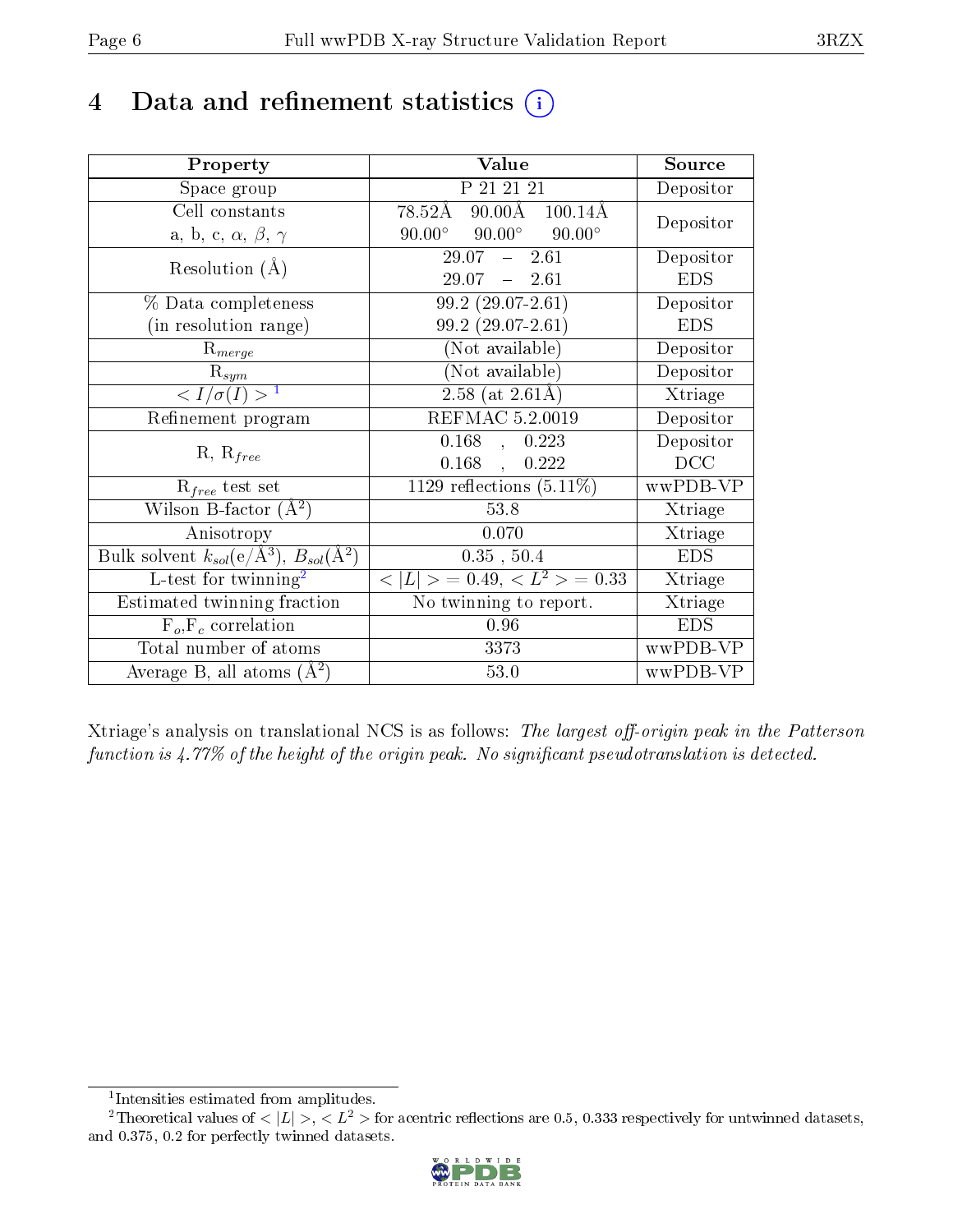# 4 Data and refinement statistics

| Property | Value | Source |
|---|---|---|
| Space group | P 21 21 21 | Depositor |
| Cell constants<br>a, b, c, $\alpha$, $\beta$, $\gamma$ | 78.52Å 90.00Å 100.14Å<br>90.00° 90.00° 90.00° | Depositor |
| Resolution (Å) | 29.07 – 2.61<br>29.07 – 2.61 | Depositor<br>EDS |
| % Data completeness<br>(in resolution range) | 99.2 (29.07-2.61)<br>99.2 (29.07-2.61) | Depositor<br>EDS |
| $R_{merge}$ | (Not available) | Depositor |
| $R_{sym}$ | (Not available) | Depositor |
| $< I/\sigma(I) >$ [1] | 2.58 (at 2.61Å) | Xtriage |
| Refinement program | REFMAC 5.2.0019 | Depositor |
| R, $R_{free}$ | 0.168 , 0.223<br>0.168 , 0.222 | Depositor<br>DCC |
| $R_{free}$ test set | 1129 reflections (5.11%) | wwPDB-VP |
| Wilson B-factor (Å$^2$) | 53.8 | Xtriage |
| Anisotropy | 0.070 | Xtriage |
| Bulk solvent $k_{sol}$(e/Å$^3$), $B_{sol}$(Å$^2$) | 0.35 , 50.4 | EDS |
| L-test for twinning[2] | $< \|L\| >$ = 0.49, $< L^2 >$ = 0.33 | Xtriage |
| Estimated twinning fraction | No twinning to report. | Xtriage |
| $F_o$,$F_c$ correlation | 0.96 | EDS |
| Total number of atoms | 3373 | wwPDB-VP |
| Average B, all atoms (Å$^2$) | 53.0 | wwPDB-VP |

Xtriage's analysis on translational NCS is as follows: *The largest off-origin peak in the Patterson function is 4.77% of the height of the origin peak. No significant pseudotranslation is detected.*

[1] Intensities estimated from amplitudes.

[2] Theoretical values of $< |L| >$, $< L^2 >$ for acentric reflections are 0.5, 0.333 respectively for untwinned datasets, and 0.375, 0.2 for perfectly twinned datasets.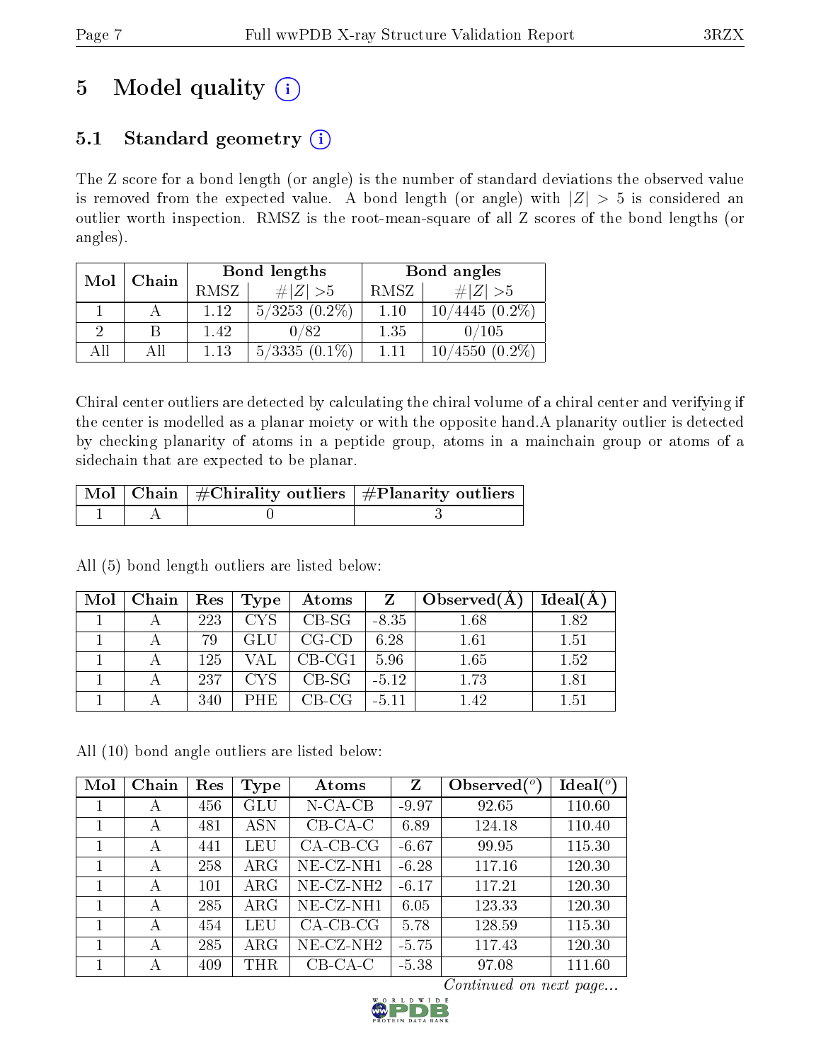# 5 Model quality

## 5.1 Standard geometry

The Z score for a bond length (or angle) is the number of standard deviations the observed value is removed from the expected value. A bond length (or angle) with $|Z| > 5$ is considered an outlier worth inspection. RMSZ is the root-mean-square of all Z scores of the bond lengths (or angles).

| Mol | Chain | Bond lengths | | Bond angles | |
|---|---|---|---|---|---|
| | | RMSZ | $\#|Z| > 5$ | RMSZ | $\#|Z| > 5$ |
| 1 | A | 1.12 | 5/3253 (0.2%) | 1.10 | 10/4445 (0.2%) |
| 2 | B | 1.42 | 0/82 | 1.35 | 0/105 |
| All | All | 1.13 | 5/3335 (0.1%) | 1.11 | 10/4550 (0.2%) |

Chiral center outliers are detected by calculating the chiral volume of a chiral center and verifying if the center is modelled as a planar moiety or with the opposite hand.A planarity outlier is detected by checking planarity of atoms in a peptide group, atoms in a mainchain group or atoms of a sidechain that are expected to be planar.

| Mol | Chain | #Chirality outliers | #Planarity outliers |
|---|---|---|---|
| 1 | A | 0 | 3 |

All (5) bond length outliers are listed below:

| Mol | Chain | Res | Type | Atoms | Z | Observed(Å) | Ideal(Å) |
|---|---|---|---|---|---|---|---|
| 1 | A | 223 | CYS | CB-SG | -8.35 | 1.68 | 1.82 |
| 1 | A | 79 | GLU | CG-CD | 6.28 | 1.61 | 1.51 |
| 1 | A | 125 | VAL | CB-CG1 | 5.96 | 1.65 | 1.52 |
| 1 | A | 237 | CYS | CB-SG | -5.12 | 1.73 | 1.81 |
| 1 | A | 340 | PHE | CB-CG | -5.11 | 1.42 | 1.51 |

All (10) bond angle outliers are listed below:

| Mol | Chain | Res | Type | Atoms | Z | Observed($^o$) | Ideal($^o$) |
|---|---|---|---|---|---|---|---|
| 1 | A | 456 | GLU | N-CA-CB | -9.97 | 92.65 | 110.60 |
| 1 | A | 481 | ASN | CB-CA-C | 6.89 | 124.18 | 110.40 |
| 1 | A | 441 | LEU | CA-CB-CG | -6.67 | 99.95 | 115.30 |
| 1 | A | 258 | ARG | NE-CZ-NH1 | -6.28 | 117.16 | 120.30 |
| 1 | A | 101 | ARG | NE-CZ-NH2 | -6.17 | 117.21 | 120.30 |
| 1 | A | 285 | ARG | NE-CZ-NH1 | 6.05 | 123.33 | 120.30 |
| 1 | A | 454 | LEU | CA-CB-CG | 5.78 | 128.59 | 115.30 |
| 1 | A | 285 | ARG | NE-CZ-NH2 | -5.75 | 117.43 | 120.30 |
| 1 | A | 409 | THR | CB-CA-C | -5.38 | 97.08 | 111.60 |

*Continued on next page...*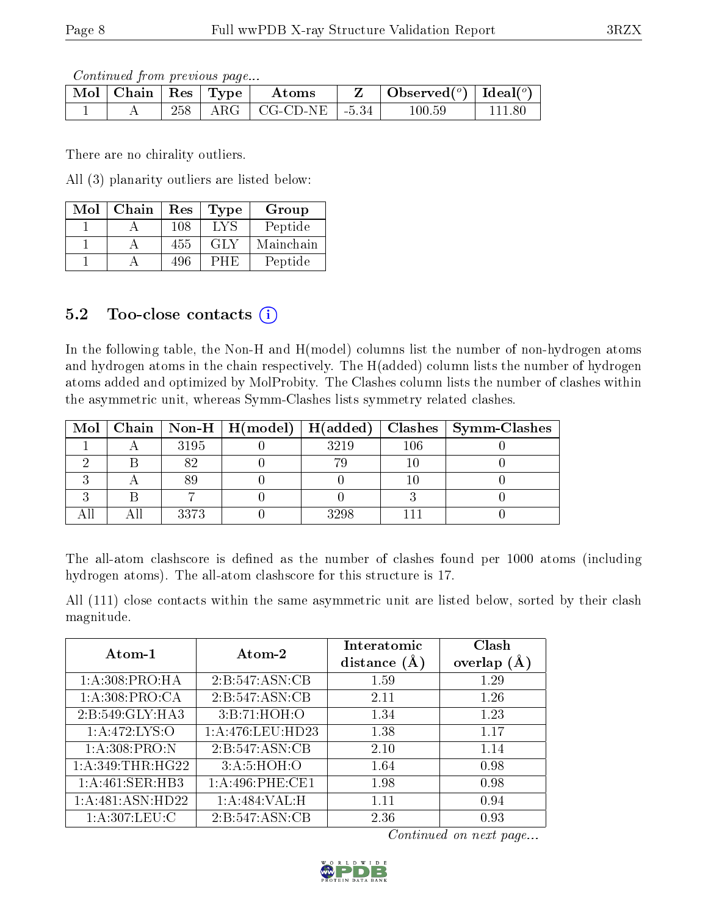*Continued from previous page...*

| Mol | Chain | Res | Type | Atoms | Z | Observed(°) | Ideal(°) |
|---|---|---|---|---|---|---|---|
| 1 | A | 258 | ARG | CG-CD-NE | -5.34 | 100.59 | 111.80 |

There are no chirality outliers.

All (3) planarity outliers are listed below:

| Mol | Chain | Res | Type | Group |
|---|---|---|---|---|
| 1 | A | 108 | LYS | Peptide |
| 1 | A | 455 | GLY | Mainchain |
| 1 | A | 496 | PHE | Peptide |

## 5.2 Too-close contacts

In the following table, the Non-H and H(model) columns list the number of non-hydrogen atoms and hydrogen atoms in the chain respectively. The H(added) column lists the number of hydrogen atoms added and optimized by MolProbity. The Clashes column lists the number of clashes within the asymmetric unit, whereas Symm-Clashes lists symmetry related clashes.

| Mol | Chain | Non-H | H(model) | H(added) | Clashes | Symm-Clashes |
|---|---|---|---|---|---|---|
| 1 | A | 3195 | 0 | 3219 | 106 | 0 |
| 2 | B | 82 | 0 | 79 | 10 | 0 |
| 3 | A | 89 | 0 | 0 | 10 | 0 |
| 3 | B | 7 | 0 | 0 | 3 | 0 |
| All | All | 3373 | 0 | 3298 | 111 | 0 |

The all-atom clashscore is defined as the number of clashes found per 1000 atoms (including hydrogen atoms). The all-atom clashscore for this structure is 17.

All (111) close contacts within the same asymmetric unit are listed below, sorted by their clash magnitude.

| Atom-1 | Atom-2 | Interatomic distance (Å) | Clash overlap (Å) |
|---|---|---|---|
| 1:A:308:PRO:HA | 2:B:547:ASN:CB | 1.59 | 1.29 |
| 1:A:308:PRO:CA | 2:B:547:ASN:CB | 2.11 | 1.26 |
| 2:B:549:GLY:HA3 | 3:B:71:HOH:O | 1.34 | 1.23 |
| 1:A:472:LYS:O | 1:A:476:LEU:HD23 | 1.38 | 1.17 |
| 1:A:308:PRO:N | 2:B:547:ASN:CB | 2.10 | 1.14 |
| 1:A:349:THR:HG22 | 3:A:5:HOH:O | 1.64 | 0.98 |
| 1:A:461:SER:HB3 | 1:A:496:PHE:CE1 | 1.98 | 0.98 |
| 1:A:481:ASN:HD22 | 1:A:484:VAL:H | 1.11 | 0.94 |
| 1:A:307:LEU:C | 2:B:547:ASN:CB | 2.36 | 0.93 |

*Continued on next page...*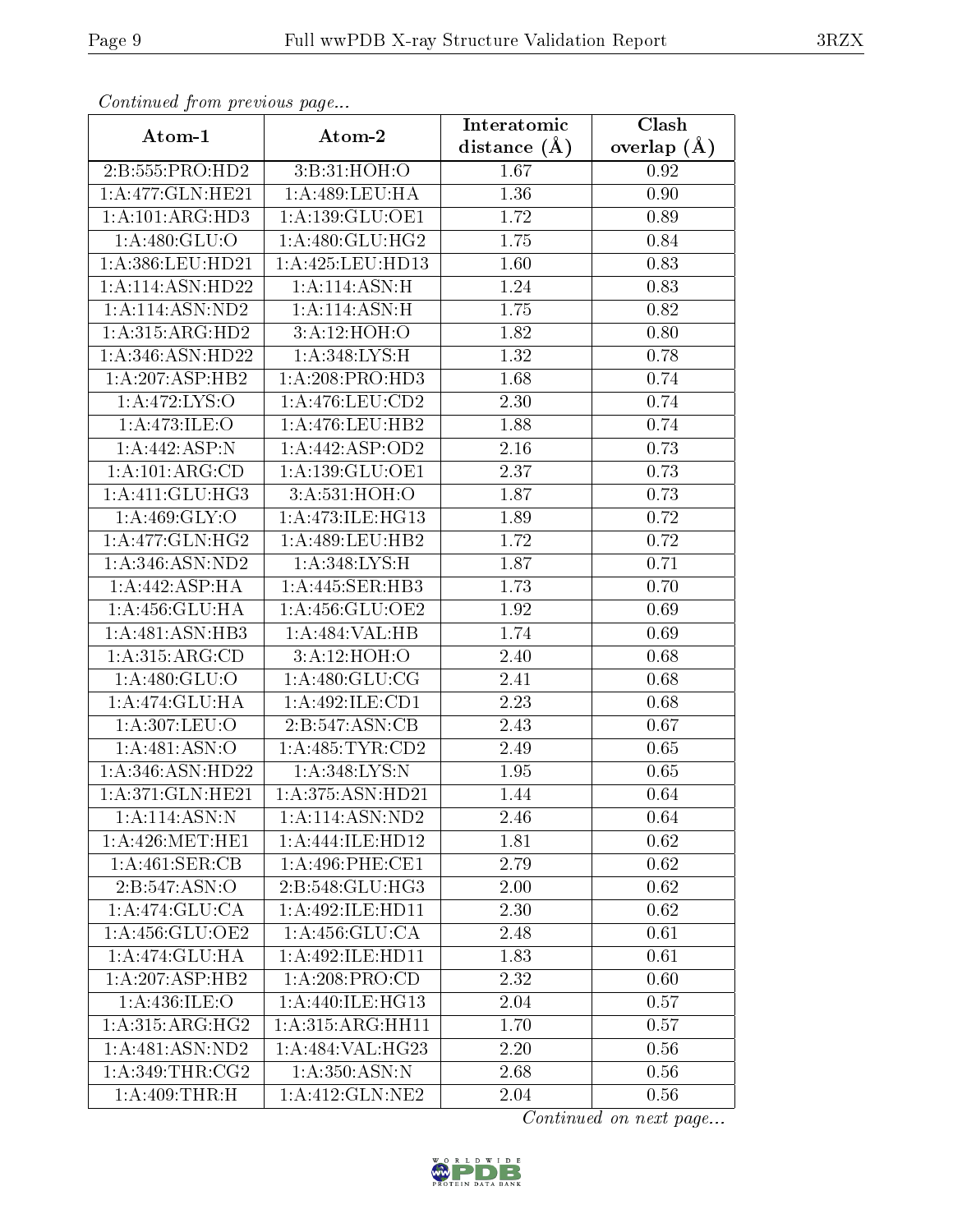*Continued from previous page...*

| Atom-1 | Atom-2 | Interatomic distance (Å) | Clash overlap (Å) |
| --- | --- | --- | --- |
| 2:B:555:PRO:HD2 | 3:B:31:HOH:O | 1.67 | 0.92 |
| 1:A:477:GLN:HE21 | 1:A:489:LEU:HA | 1.36 | 0.90 |
| 1:A:101:ARG:HD3 | 1:A:139:GLU:OE1 | 1.72 | 0.89 |
| 1:A:480:GLU:O | 1:A:480:GLU:HG2 | 1.75 | 0.84 |
| 1:A:386:LEU:HD21 | 1:A:425:LEU:HD13 | 1.60 | 0.83 |
| 1:A:114:ASN:HD22 | 1:A:114:ASN:H | 1.24 | 0.83 |
| 1:A:114:ASN:ND2 | 1:A:114:ASN:H | 1.75 | 0.82 |
| 1:A:315:ARG:HD2 | 3:A:12:HOH:O | 1.82 | 0.80 |
| 1:A:346:ASN:HD22 | 1:A:348:LYS:H | 1.32 | 0.78 |
| 1:A:207:ASP:HB2 | 1:A:208:PRO:HD3 | 1.68 | 0.74 |
| 1:A:472:LYS:O | 1:A:476:LEU:CD2 | 2.30 | 0.74 |
| 1:A:473:ILE:O | 1:A:476:LEU:HB2 | 1.88 | 0.74 |
| 1:A:442:ASP:N | 1:A:442:ASP:OD2 | 2.16 | 0.73 |
| 1:A:101:ARG:CD | 1:A:139:GLU:OE1 | 2.37 | 0.73 |
| 1:A:411:GLU:HG3 | 3:A:531:HOH:O | 1.87 | 0.73 |
| 1:A:469:GLY:O | 1:A:473:ILE:HG13 | 1.89 | 0.72 |
| 1:A:477:GLN:HG2 | 1:A:489:LEU:HB2 | 1.72 | 0.72 |
| 1:A:346:ASN:ND2 | 1:A:348:LYS:H | 1.87 | 0.71 |
| 1:A:442:ASP:HA | 1:A:445:SER:HB3 | 1.73 | 0.70 |
| 1:A:456:GLU:HA | 1:A:456:GLU:OE2 | 1.92 | 0.69 |
| 1:A:481:ASN:HB3 | 1:A:484:VAL:HB | 1.74 | 0.69 |
| 1:A:315:ARG:CD | 3:A:12:HOH:O | 2.40 | 0.68 |
| 1:A:480:GLU:O | 1:A:480:GLU:CG | 2.41 | 0.68 |
| 1:A:474:GLU:HA | 1:A:492:ILE:CD1 | 2.23 | 0.68 |
| 1:A:307:LEU:O | 2:B:547:ASN:CB | 2.43 | 0.67 |
| 1:A:481:ASN:O | 1:A:485:TYR:CD2 | 2.49 | 0.65 |
| 1:A:346:ASN:HD22 | 1:A:348:LYS:N | 1.95 | 0.65 |
| 1:A:371:GLN:HE21 | 1:A:375:ASN:HD21 | 1.44 | 0.64 |
| 1:A:114:ASN:N | 1:A:114:ASN:ND2 | 2.46 | 0.64 |
| 1:A:426:MET:HE1 | 1:A:444:ILE:HD12 | 1.81 | 0.62 |
| 1:A:461:SER:CB | 1:A:496:PHE:CE1 | 2.79 | 0.62 |
| 2:B:547:ASN:O | 2:B:548:GLU:HG3 | 2.00 | 0.62 |
| 1:A:474:GLU:CA | 1:A:492:ILE:HD11 | 2.30 | 0.62 |
| 1:A:456:GLU:OE2 | 1:A:456:GLU:CA | 2.48 | 0.61 |
| 1:A:474:GLU:HA | 1:A:492:ILE:HD11 | 1.83 | 0.61 |
| 1:A:207:ASP:HB2 | 1:A:208:PRO:CD | 2.32 | 0.60 |
| 1:A:436:ILE:O | 1:A:440:ILE:HG13 | 2.04 | 0.57 |
| 1:A:315:ARG:HG2 | 1:A:315:ARG:HH11 | 1.70 | 0.57 |
| 1:A:481:ASN:ND2 | 1:A:484:VAL:HG23 | 2.20 | 0.56 |
| 1:A:349:THR:CG2 | 1:A:350:ASN:N | 2.68 | 0.56 |
| 1:A:409:THR:H | 1:A:412:GLN:NE2 | 2.04 | 0.56 |

*Continued on next page...*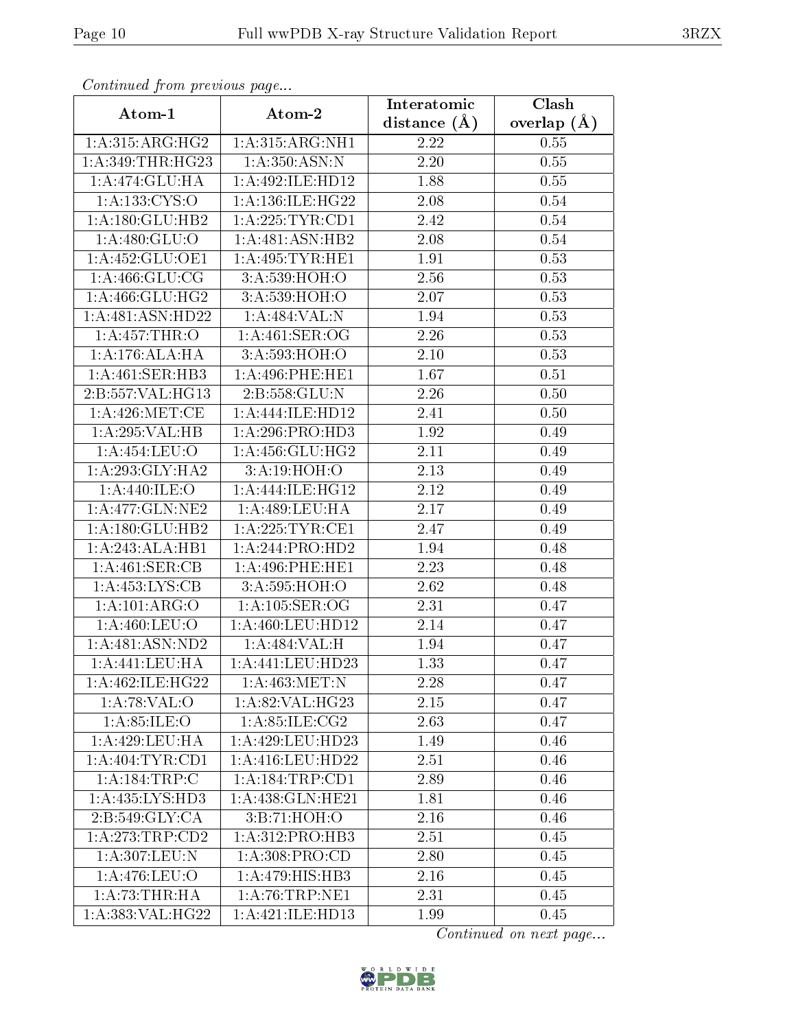*Continued from previous page...*

| Atom-1 | Atom-2 | Interatomic distance (Å) | Clash overlap (Å) |
| --- | --- | --- | --- |
| 1:A:315:ARG:HG2 | 1:A:315:ARG:NH1 | 2.22 | 0.55 |
| 1:A:349:THR:HG23 | 1:A:350:ASN:N | 2.20 | 0.55 |
| 1:A:474:GLU:HA | 1:A:492:ILE:HD12 | 1.88 | 0.55 |
| 1:A:133:CYS:O | 1:A:136:ILE:HG22 | 2.08 | 0.54 |
| 1:A:180:GLU:HB2 | 1:A:225:TYR:CD1 | 2.42 | 0.54 |
| 1:A:480:GLU:O | 1:A:481:ASN:HB2 | 2.08 | 0.54 |
| 1:A:452:GLU:OE1 | 1:A:495:TYR:HE1 | 1.91 | 0.53 |
| 1:A:466:GLU:CG | 3:A:539:HOH:O | 2.56 | 0.53 |
| 1:A:466:GLU:HG2 | 3:A:539:HOH:O | 2.07 | 0.53 |
| 1:A:481:ASN:HD22 | 1:A:484:VAL:N | 1.94 | 0.53 |
| 1:A:457:THR:O | 1:A:461:SER:OG | 2.26 | 0.53 |
| 1:A:176:ALA:HA | 3:A:593:HOH:O | 2.10 | 0.53 |
| 1:A:461:SER:HB3 | 1:A:496:PHE:HE1 | 1.67 | 0.51 |
| 2:B:557:VAL:HG13 | 2:B:558:GLU:N | 2.26 | 0.50 |
| 1:A:426:MET:CE | 1:A:444:ILE:HD12 | 2.41 | 0.50 |
| 1:A:295:VAL:HB | 1:A:296:PRO:HD3 | 1.92 | 0.49 |
| 1:A:454:LEU:O | 1:A:456:GLU:HG2 | 2.11 | 0.49 |
| 1:A:293:GLY:HA2 | 3:A:19:HOH:O | 2.13 | 0.49 |
| 1:A:440:ILE:O | 1:A:444:ILE:HG12 | 2.12 | 0.49 |
| 1:A:477:GLN:NE2 | 1:A:489:LEU:HA | 2.17 | 0.49 |
| 1:A:180:GLU:HB2 | 1:A:225:TYR:CE1 | 2.47 | 0.49 |
| 1:A:243:ALA:HB1 | 1:A:244:PRO:HD2 | 1.94 | 0.48 |
| 1:A:461:SER:CB | 1:A:496:PHE:HE1 | 2.23 | 0.48 |
| 1:A:453:LYS:CB | 3:A:595:HOH:O | 2.62 | 0.48 |
| 1:A:101:ARG:O | 1:A:105:SER:OG | 2.31 | 0.47 |
| 1:A:460:LEU:O | 1:A:460:LEU:HD12 | 2.14 | 0.47 |
| 1:A:481:ASN:ND2 | 1:A:484:VAL:H | 1.94 | 0.47 |
| 1:A:441:LEU:HA | 1:A:441:LEU:HD23 | 1.33 | 0.47 |
| 1:A:462:ILE:HG22 | 1:A:463:MET:N | 2.28 | 0.47 |
| 1:A:78:VAL:O | 1:A:82:VAL:HG23 | 2.15 | 0.47 |
| 1:A:85:ILE:O | 1:A:85:ILE:CG2 | 2.63 | 0.47 |
| 1:A:429:LEU:HA | 1:A:429:LEU:HD23 | 1.49 | 0.46 |
| 1:A:404:TYR:CD1 | 1:A:416:LEU:HD22 | 2.51 | 0.46 |
| 1:A:184:TRP:C | 1:A:184:TRP:CD1 | 2.89 | 0.46 |
| 1:A:435:LYS:HD3 | 1:A:438:GLN:HE21 | 1.81 | 0.46 |
| 2:B:549:GLY:CA | 3:B:71:HOH:O | 2.16 | 0.46 |
| 1:A:273:TRP:CD2 | 1:A:312:PRO:HB3 | 2.51 | 0.45 |
| 1:A:307:LEU:N | 1:A:308:PRO:CD | 2.80 | 0.45 |
| 1:A:476:LEU:O | 1:A:479:HIS:HB3 | 2.16 | 0.45 |
| 1:A:73:THR:HA | 1:A:76:TRP:NE1 | 2.31 | 0.45 |
| 1:A:383:VAL:HG22 | 1:A:421:ILE:HD13 | 1.99 | 0.45 |

*Continued on next page...*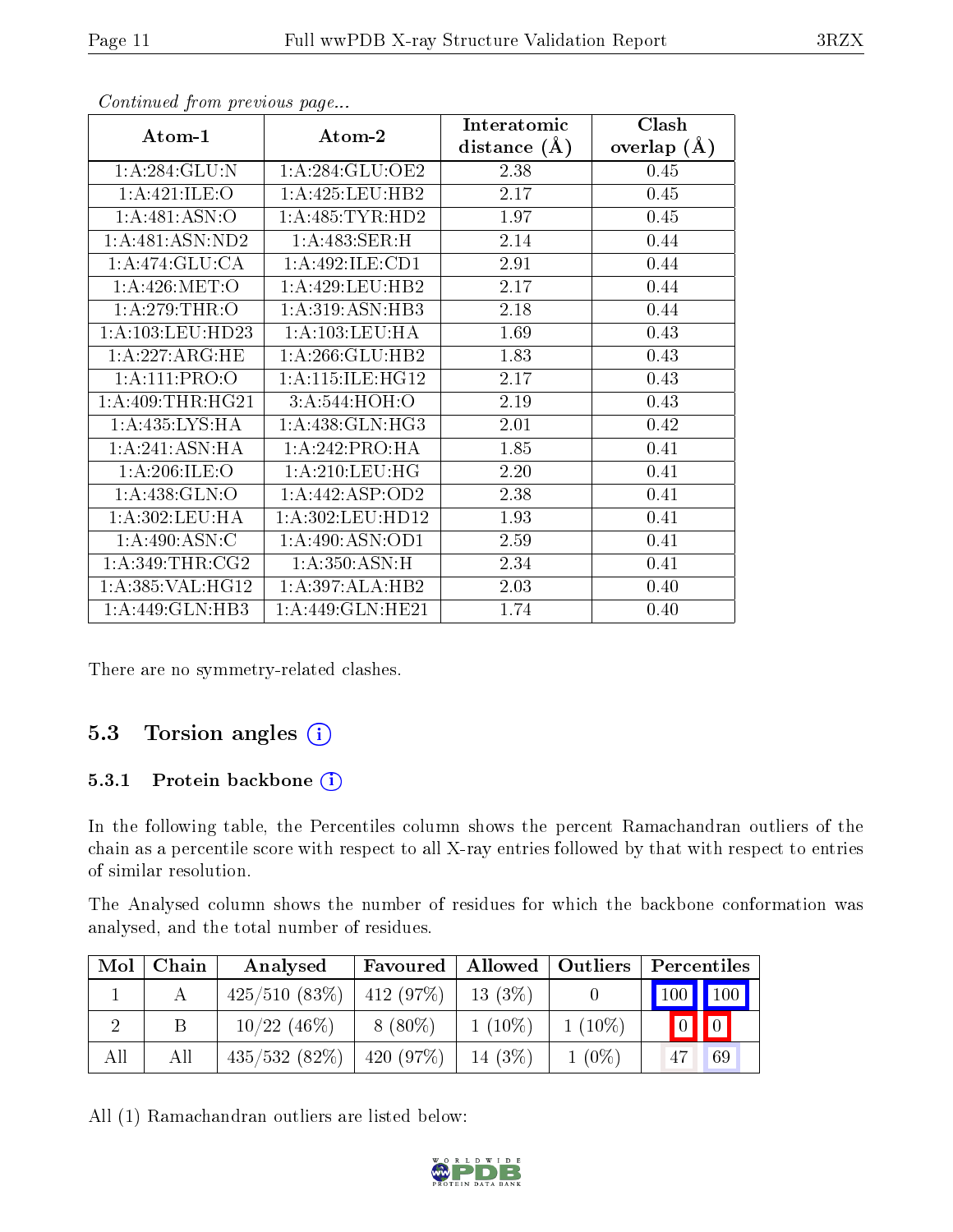*Continued from previous page...*

| Atom-1 | Atom-2 | Interatomic distance (Å) | Clash overlap (Å) |
|---|---|---|---|
| 1:A:284:GLU:N | 1:A:284:GLU:OE2 | 2.38 | 0.45 |
| 1:A:421:ILE:O | 1:A:425:LEU:HB2 | 2.17 | 0.45 |
| 1:A:481:ASN:O | 1:A:485:TYR:HD2 | 1.97 | 0.45 |
| 1:A:481:ASN:ND2 | 1:A:483:SER:H | 2.14 | 0.44 |
| 1:A:474:GLU:CA | 1:A:492:ILE:CD1 | 2.91 | 0.44 |
| 1:A:426:MET:O | 1:A:429:LEU:HB2 | 2.17 | 0.44 |
| 1:A:279:THR:O | 1:A:319:ASN:HB3 | 2.18 | 0.44 |
| 1:A:103:LEU:HD23 | 1:A:103:LEU:HA | 1.69 | 0.43 |
| 1:A:227:ARG:HE | 1:A:266:GLU:HB2 | 1.83 | 0.43 |
| 1:A:111:PRO:O | 1:A:115:ILE:HG12 | 2.17 | 0.43 |
| 1:A:409:THR:HG21 | 3:A:544:HOH:O | 2.19 | 0.43 |
| 1:A:435:LYS:HA | 1:A:438:GLN:HG3 | 2.01 | 0.42 |
| 1:A:241:ASN:HA | 1:A:242:PRO:HA | 1.85 | 0.41 |
| 1:A:206:ILE:O | 1:A:210:LEU:HG | 2.20 | 0.41 |
| 1:A:438:GLN:O | 1:A:442:ASP:OD2 | 2.38 | 0.41 |
| 1:A:302:LEU:HA | 1:A:302:LEU:HD12 | 1.93 | 0.41 |
| 1:A:490:ASN:C | 1:A:490:ASN:OD1 | 2.59 | 0.41 |
| 1:A:349:THR:CG2 | 1:A:350:ASN:H | 2.34 | 0.41 |
| 1:A:385:VAL:HG12 | 1:A:397:ALA:HB2 | 2.03 | 0.40 |
| 1:A:449:GLN:HB3 | 1:A:449:GLN:HE21 | 1.74 | 0.40 |

There are no symmetry-related clashes.

## 5.3 Torsion angles

### 5.3.1 Protein backbone

In the following table, the Percentiles column shows the percent Ramachandran outliers of the chain as a percentile score with respect to all X-ray entries followed by that with respect to entries of similar resolution.

The Analysed column shows the number of residues for which the backbone conformation was analysed, and the total number of residues.

| Mol | Chain | Analysed | Favoured | Allowed | Outliers | Percentiles | |
|---|---|---|---|---|---|---|---|
| 1 | A | 425/510 (83%) | 412 (97%) | 13 (3%) | 0 | 100 | 100 |
| 2 | B | 10/22 (46%) | 8 (80%) | 1 (10%) | 1 (10%) | 0 | 0 |
| All | All | 435/532 (82%) | 420 (97%) | 14 (3%) | 1 (0%) | 47 | 69 |

All (1) Ramachandran outliers are listed below: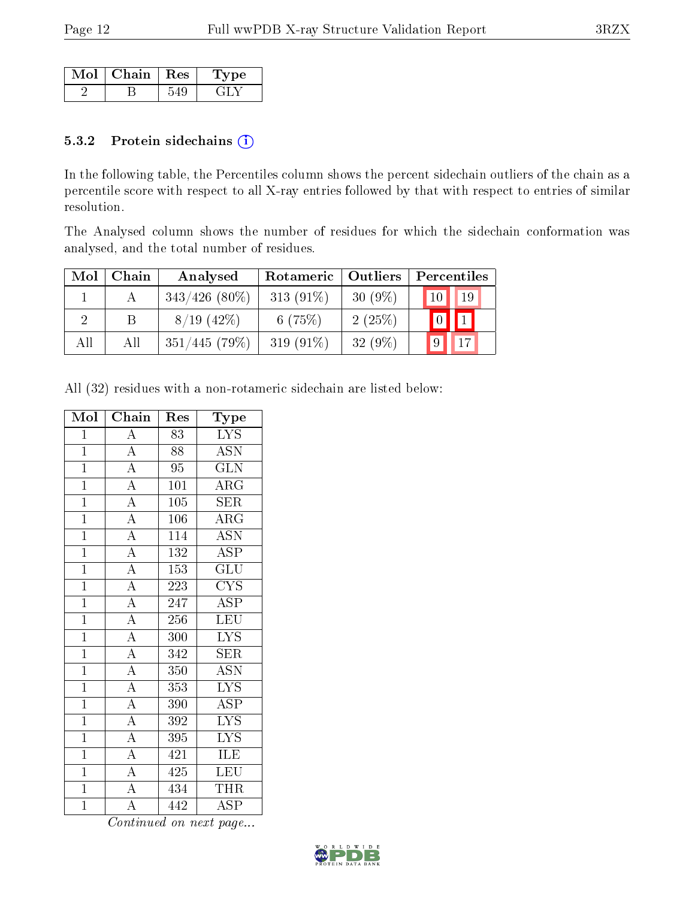| Mol | Chain | Res | Type |
|---|---|---|---|
| 2 | B | 549 | GLY |

### 5.3.2 Protein sidechains (i)

In the following table, the Percentiles column shows the percent sidechain outliers of the chain as a percentile score with respect to all X-ray entries followed by that with respect to entries of similar resolution.

The Analysed column shows the number of residues for which the sidechain conformation was analysed, and the total number of residues.

| Mol | Chain | Analysed | Rotameric | Outliers | Percentiles | |
|---|---|---|---|---|---|---|
| 1 | A | 343/426 (80%) | 313 (91%) | 30 (9%) | 10 | 19 |
| 2 | B | 8/19 (42%) | 6 (75%) | 2 (25%) | 0 | 1 |
| All | All | 351/445 (79%) | 319 (91%) | 32 (9%) | 9 | 17 |

All (32) residues with a non-rotameric sidechain are listed below:

| Mol | Chain | Res | Type |
|---|---|---|---|
| 1 | A | 83 | LYS |
| 1 | A | 88 | ASN |
| 1 | A | 95 | GLN |
| 1 | A | 101 | ARG |
| 1 | A | 105 | SER |
| 1 | A | 106 | ARG |
| 1 | A | 114 | ASN |
| 1 | A | 132 | ASP |
| 1 | A | 153 | GLU |
| 1 | A | 223 | CYS |
| 1 | A | 247 | ASP |
| 1 | A | 256 | LEU |
| 1 | A | 300 | LYS |
| 1 | A | 342 | SER |
| 1 | A | 350 | ASN |
| 1 | A | 353 | LYS |
| 1 | A | 390 | ASP |
| 1 | A | 392 | LYS |
| 1 | A | 395 | LYS |
| 1 | A | 421 | ILE |
| 1 | A | 425 | LEU |
| 1 | A | 434 | THR |
| 1 | A | 442 | ASP |

*Continued on next page...*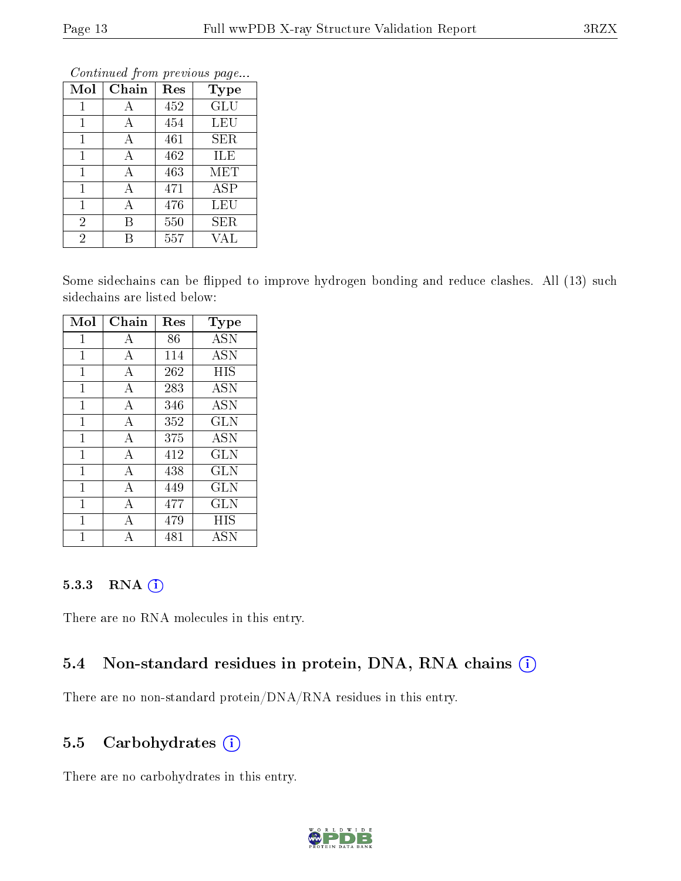*Continued from previous page...*

| Mol | Chain | Res | Type |
|---|---|---|---|
| 1 | A | 452 | GLU |
| 1 | A | 454 | LEU |
| 1 | A | 461 | SER |
| 1 | A | 462 | ILE |
| 1 | A | 463 | MET |
| 1 | A | 471 | ASP |
| 1 | A | 476 | LEU |
| 2 | B | 550 | SER |
| 2 | B | 557 | VAL |

Some sidechains can be flipped to improve hydrogen bonding and reduce clashes. All (13) such sidechains are listed below:

| Mol | Chain | Res | Type |
|---|---|---|---|
| 1 | A | 86 | ASN |
| 1 | A | 114 | ASN |
| 1 | A | 262 | HIS |
| 1 | A | 283 | ASN |
| 1 | A | 346 | ASN |
| 1 | A | 352 | GLN |
| 1 | A | 375 | ASN |
| 1 | A | 412 | GLN |
| 1 | A | 438 | GLN |
| 1 | A | 449 | GLN |
| 1 | A | 477 | GLN |
| 1 | A | 479 | HIS |
| 1 | A | 481 | ASN |

### 5.3.3 RNA

There are no RNA molecules in this entry.

## 5.4 Non-standard residues in protein, DNA, RNA chains

There are no non-standard protein/DNA/RNA residues in this entry.

## 5.5 Carbohydrates

There are no carbohydrates in this entry.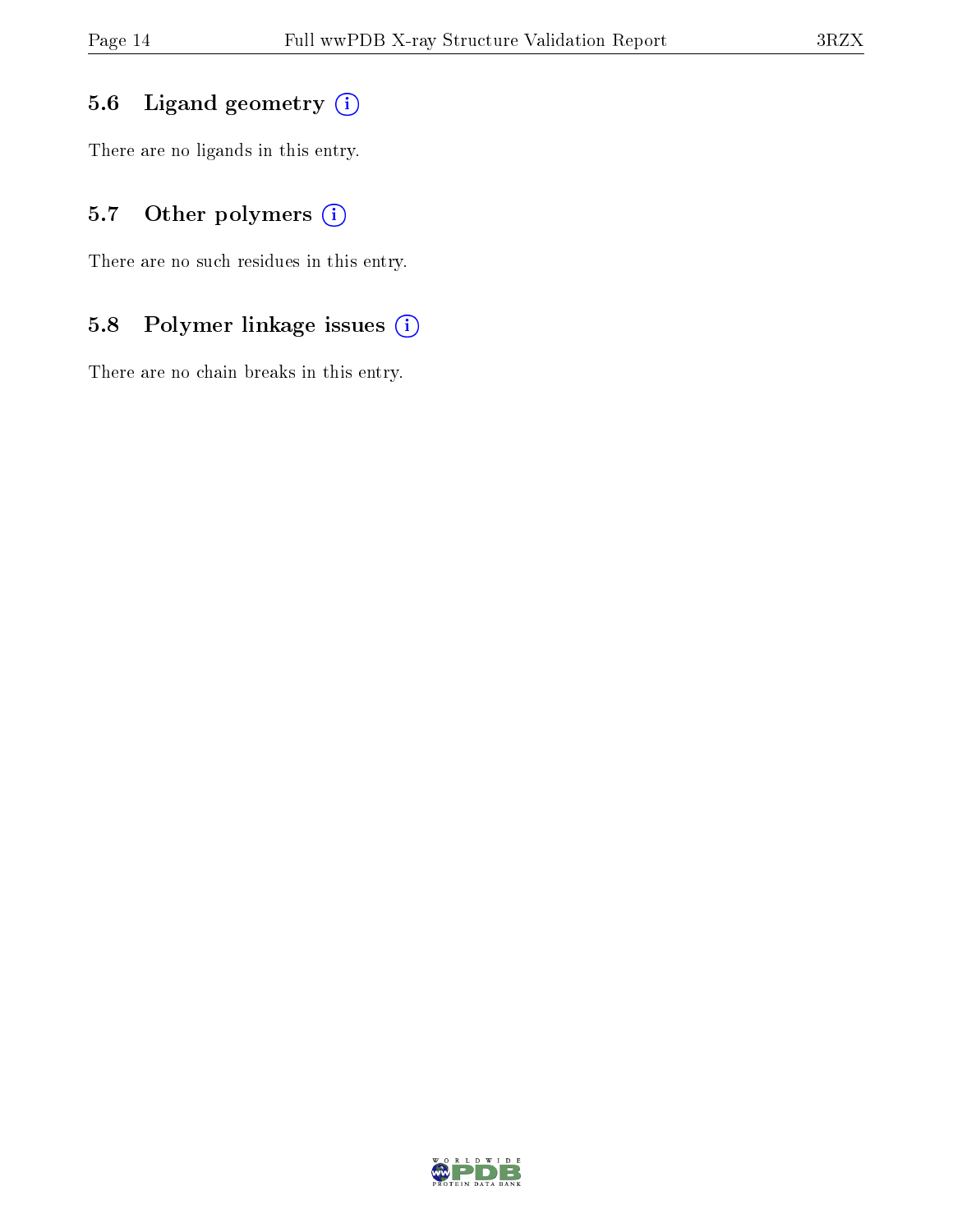### 5.6 Ligand geometry

There are no ligands in this entry.

### 5.7 Other polymers

There are no such residues in this entry.

### 5.8 Polymer linkage issues

There are no chain breaks in this entry.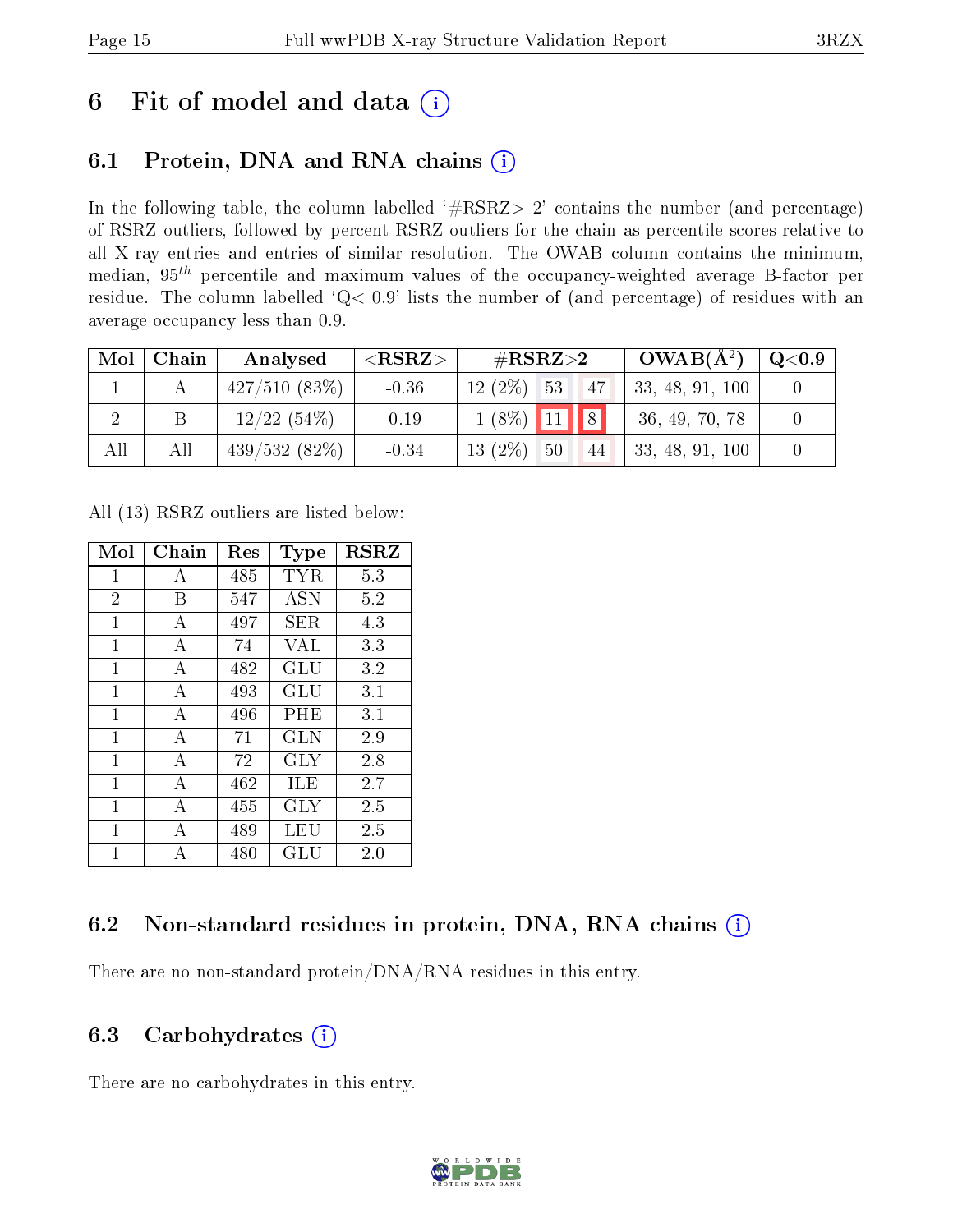# 6 Fit of model and data (i)

## 6.1 Protein, DNA and RNA chains (i)

In the following table, the column labelled '#RSRZ> 2' contains the number (and percentage) of RSRZ outliers, followed by percent RSRZ outliers for the chain as percentile scores relative to all X-ray entries and entries of similar resolution. The OWAB column contains the minimum, median, $95^{th}$ percentile and maximum values of the occupancy-weighted average B-factor per residue. The column labelled 'Q< 0.9' lists the number of (and percentage) of residues with an average occupancy less than 0.9.

| Mol | Chain | Analysed | <RSRZ> | #RSRZ>2 | | | OWAB(Å$^2$) | Q<0.9 |
|---|---|---|---|---|---|---|---|---|
| 1 | A | 427/510 (83%) | -0.36 | 12 (2%) | 53 | 47 | 33, 48, 91, 100 | 0 |
| 2 | B | 12/22 (54%) | 0.19 | 1 (8%) | 11 | 8 | 36, 49, 70, 78 | 0 |
| All | All | 439/532 (82%) | -0.34 | 13 (2%) | 50 | 44 | 33, 48, 91, 100 | 0 |

All (13) RSRZ outliers are listed below:

| Mol | Chain | Res | Type | RSRZ |
|---|---|---|---|---|
| 1 | A | 485 | TYR | 5.3 |
| 2 | B | 547 | ASN | 5.2 |
| 1 | A | 497 | SER | 4.3 |
| 1 | A | 74 | VAL | 3.3 |
| 1 | A | 482 | GLU | 3.2 |
| 1 | A | 493 | GLU | 3.1 |
| 1 | A | 496 | PHE | 3.1 |
| 1 | A | 71 | GLN | 2.9 |
| 1 | A | 72 | GLY | 2.8 |
| 1 | A | 462 | ILE | 2.7 |
| 1 | A | 455 | GLY | 2.5 |
| 1 | A | 489 | LEU | 2.5 |
| 1 | A | 480 | GLU | 2.0 |

## 6.2 Non-standard residues in protein, DNA, RNA chains (i)

There are no non-standard protein/DNA/RNA residues in this entry.

## 6.3 Carbohydrates (i)

There are no carbohydrates in this entry.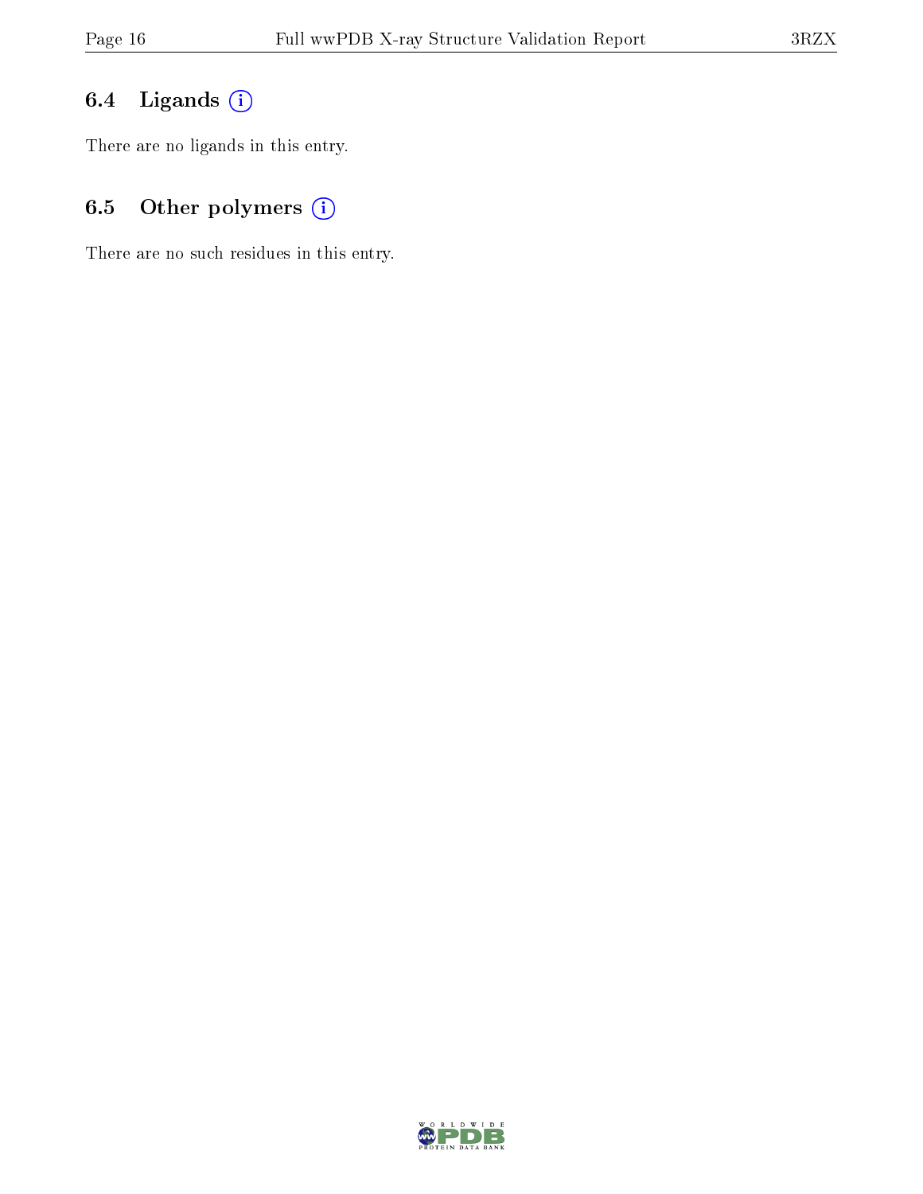### 6.4 Ligands

There are no ligands in this entry.

### 6.5 Other polymers

There are no such residues in this entry.